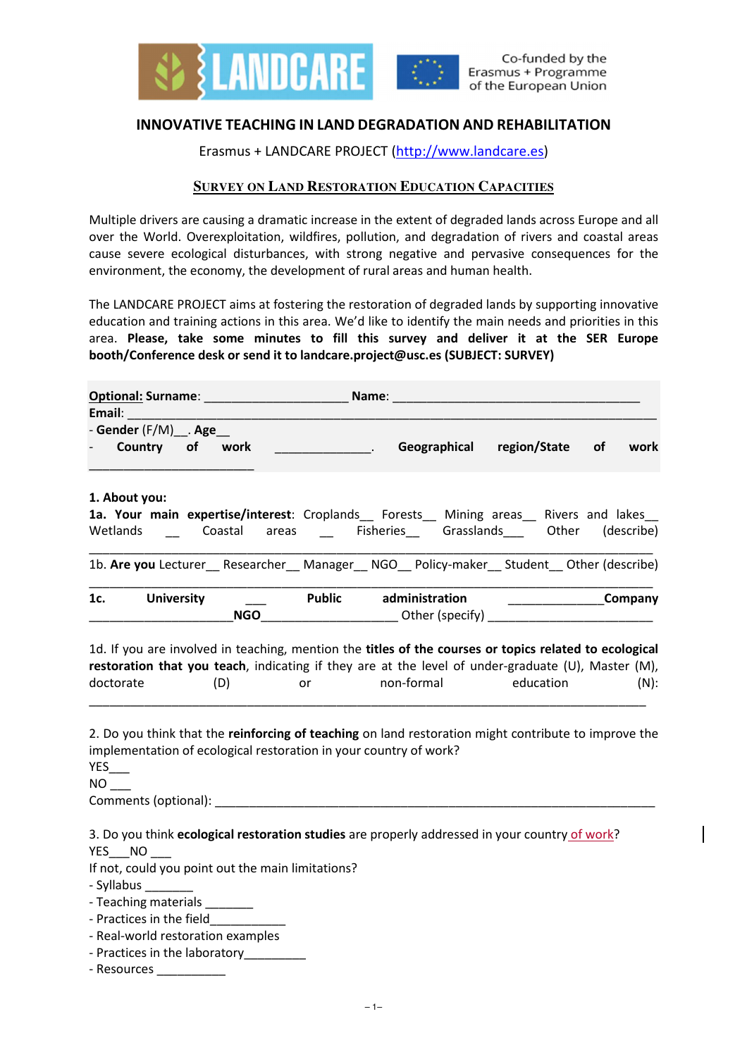Co-funded by the Erasmus + Programme of the European Union

# INNOVATIVE TEACHING IN LAND DEGRADATION AND REHABILITATION

Erasmus + LANDCARE PROJECT (http://www.landcare.es)

## SURVEY ON LAND RESTORATION EDUCATION CAPACITIES

Multiple drivers are causing a dramatic increase in the extent of degraded lands across Europe and all over the World. Overexploitation, wildfires, pollution, and degradation of rivers and coastal areas cause severe ecological disturbances, with strong negative and pervasive consequences for the environment, the economy, the development of rural areas and human health.

The LANDCARE PROJECT aims at fostering the restoration of degraded lands by supporting innovative education and training actions in this area. We'd like to identify the main needs and priorities in this area. **Please, take some minutes to fill this survey and deliver it at the SER Europe booth/Conference desk or send it to landcare.project@usc.es (SUBJECT: SURVEY)**

**Optional: Surname**: ____________________ **Name**: ____________________________________
**Email**: ______________________________________________________________________________
- **Gender** (F/M)__. **Age**__
- **Country of work** ______________. **Geographical region/State of work** ________________________

**1. About you:**

**1a. Your main expertise/interest**: Croplands__ Forests__ Mining areas__ Rivers and lakes__ Wetlands __ Coastal areas __ Fisheries__ Grasslands___ Other (describe) ______________________________________________________________________________

1b. **Are you** Lecturer__ Researcher__ Manager__ NGO__ Policy-maker__ Student__ Other (describe) ______________________________________________________________________________

**1c. University** ___ **Public administration** ______________**Company** ____________________**NGO**___________________ Other (specify) ________________________

1d. If you are involved in teaching, mention the **titles of the courses or topics related to ecological restoration that you teach**, indicating if they are at the level of under-graduate (U), Master (M), doctorate (D) or non-formal education (N): ______________________________________________________________________________

2. Do you think that the **reinforcing of teaching** on land restoration might contribute to improve the implementation of ecological restoration in your country of work?
YES___
NO ___
Comments (optional): _____________________________________________________________________

3. Do you think **ecological restoration studies** are properly addressed in your country of work?
YES___NO ___
If not, could you point out the main limitations?
- Syllabus _______
- Teaching materials _______
- Practices in the field___________
- Real-world restoration examples
- Practices in the laboratory_________
- Resources __________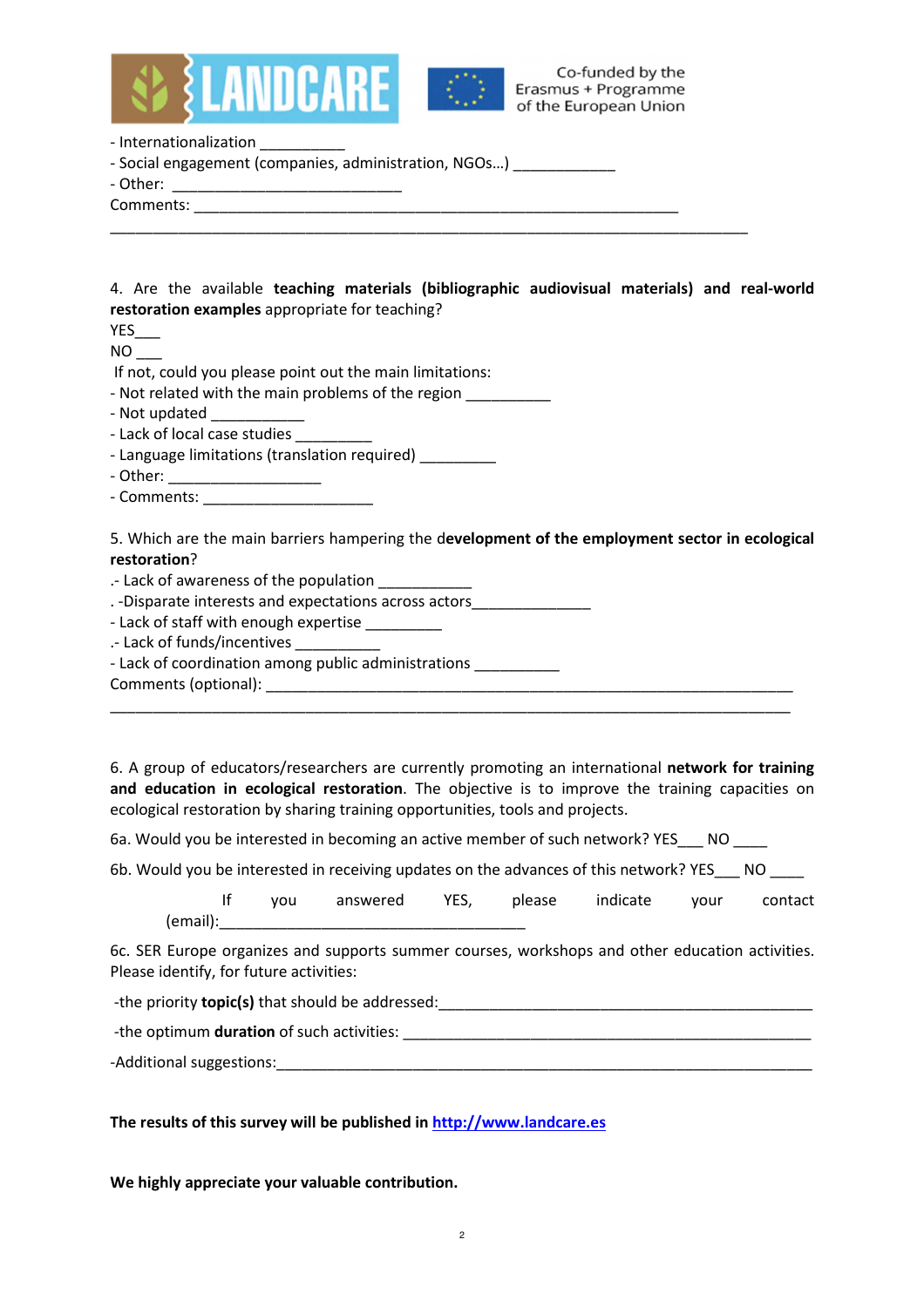- Internationalization __________
- Social engagement (companies, administration, NGOs…) ____________
- Other: ___________________________

Comments: ____________________________________________________________
___________________________________________________________________________

4. Are the available **teaching materials (bibliographic audiovisual materials) and real-world restoration examples** appropriate for teaching?

YES___

NO ___

If not, could you please point out the main limitations:

- Not related with the main problems of the region __________
- Not updated ___________
- Lack of local case studies _________
- Language limitations (translation required) _________
- Other: __________________
- Comments: ____________________

5. Which are the main barriers hampering the d**evelopment of the employment sector in ecological restoration**?

.- Lack of awareness of the population ___________

. -Disparate interests and expectations across actors______________

- Lack of staff with enough expertise _________

.- Lack of funds/incentives __________

- Lack of coordination among public administrations __________

Comments (optional): ______________________________________________________________
________________________________________________________________________________

6. A group of educators/researchers are currently promoting an international **network for training and education in ecological restoration**. The objective is to improve the training capacities on ecological restoration by sharing training opportunities, tools and projects.

6a. Would you be interested in becoming an active member of such network? YES___ NO ____

6b. Would you be interested in receiving updates on the advances of this network? YES___ NO ____

If you answered YES, please indicate your contact (email):___________________________________

6c. SER Europe organizes and supports summer courses, workshops and other education activities. Please identify, for future activities:

-the priority **topic(s)** that should be addressed:_____________________________________________

-the optimum **duration** of such activities: ___________________________________________________

-Additional suggestions:_________________________________________________________________

**The results of this survey will be published in http://www.landcare.es**

**We highly appreciate your valuable contribution.**